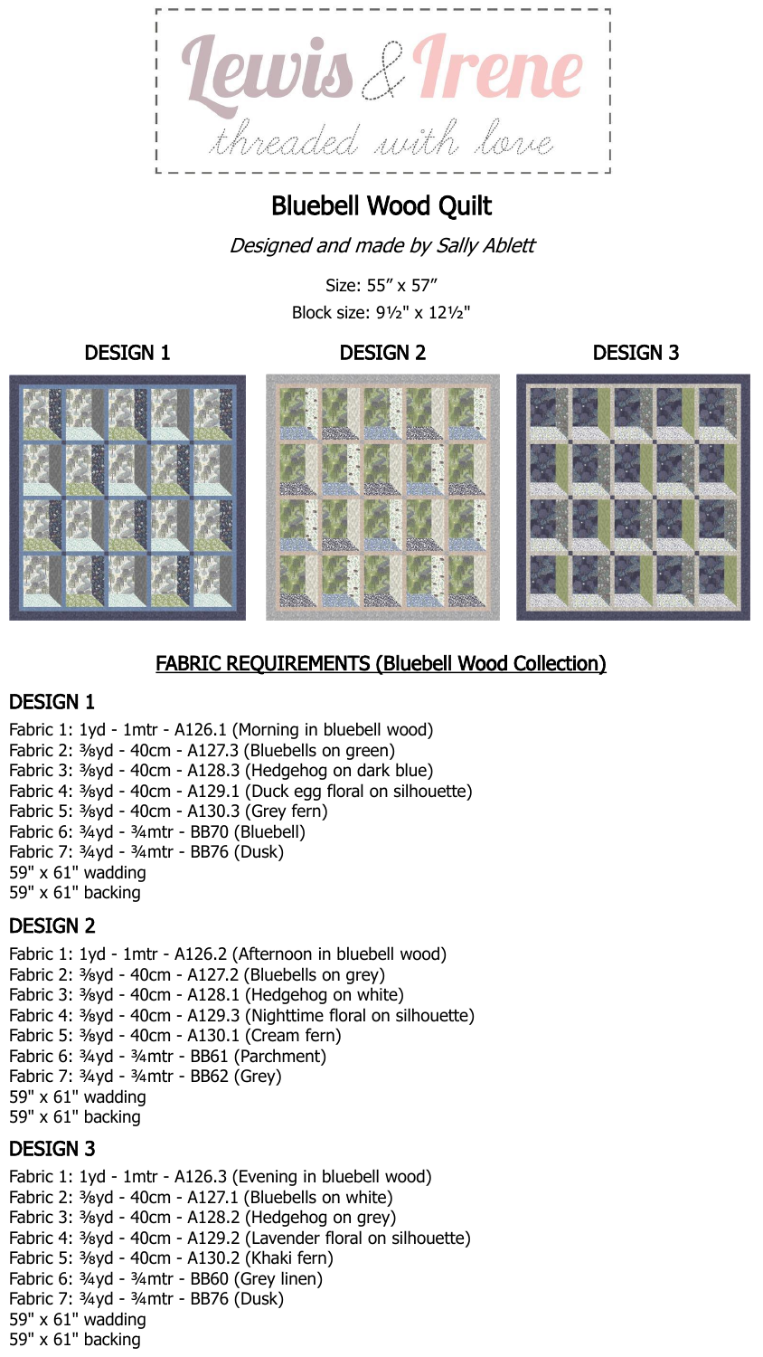Lewis & Irene

threaded with love

# Bluebell Wood Quilt

*Designed and made by Sally Ablett*

Size: 55" x 57"

Block size: 9½" x 12½"

DESIGN 1

DESIGN 2

DESIGN 3

## FABRIC REQUIREMENTS (Bluebell Wood Collection)

### DESIGN 1

Fabric 1: 1yd - 1mtr - A126.1 (Morning in bluebell wood)
Fabric 2: ⅜yd - 40cm - A127.3 (Bluebells on green)
Fabric 3: ⅜yd - 40cm - A128.3 (Hedgehog on dark blue)
Fabric 4: ⅜yd - 40cm - A129.1 (Duck egg floral on silhouette)
Fabric 5: ⅜yd - 40cm - A130.3 (Grey fern)
Fabric 6: ¾yd - ¾mtr - BB70 (Bluebell)
Fabric 7: ¾yd - ¾mtr - BB76 (Dusk)
59" x 61" wadding
59" x 61" backing

### DESIGN 2

Fabric 1: 1yd - 1mtr - A126.2 (Afternoon in bluebell wood)
Fabric 2: ⅜yd - 40cm - A127.2 (Bluebells on grey)
Fabric 3: ⅜yd - 40cm - A128.1 (Hedgehog on white)
Fabric 4: ⅜yd - 40cm - A129.3 (Nighttime floral on silhouette)
Fabric 5: ⅜yd - 40cm - A130.1 (Cream fern)
Fabric 6: ¾yd - ¾mtr - BB61 (Parchment)
Fabric 7: ¾yd - ¾mtr - BB62 (Grey)
59" x 61" wadding
59" x 61" backing

### DESIGN 3

Fabric 1: 1yd - 1mtr - A126.3 (Evening in bluebell wood)
Fabric 2: ⅜yd - 40cm - A127.1 (Bluebells on white)
Fabric 3: ⅜yd - 40cm - A128.2 (Hedgehog on grey)
Fabric 4: ⅜yd - 40cm - A129.2 (Lavender floral on silhouette)
Fabric 5: ⅜yd - 40cm - A130.2 (Khaki fern)
Fabric 6: ¾yd - ¾mtr - BB60 (Grey linen)
Fabric 7: ¾yd - ¾mtr - BB76 (Dusk)
59" x 61" wadding
59" x 61" backing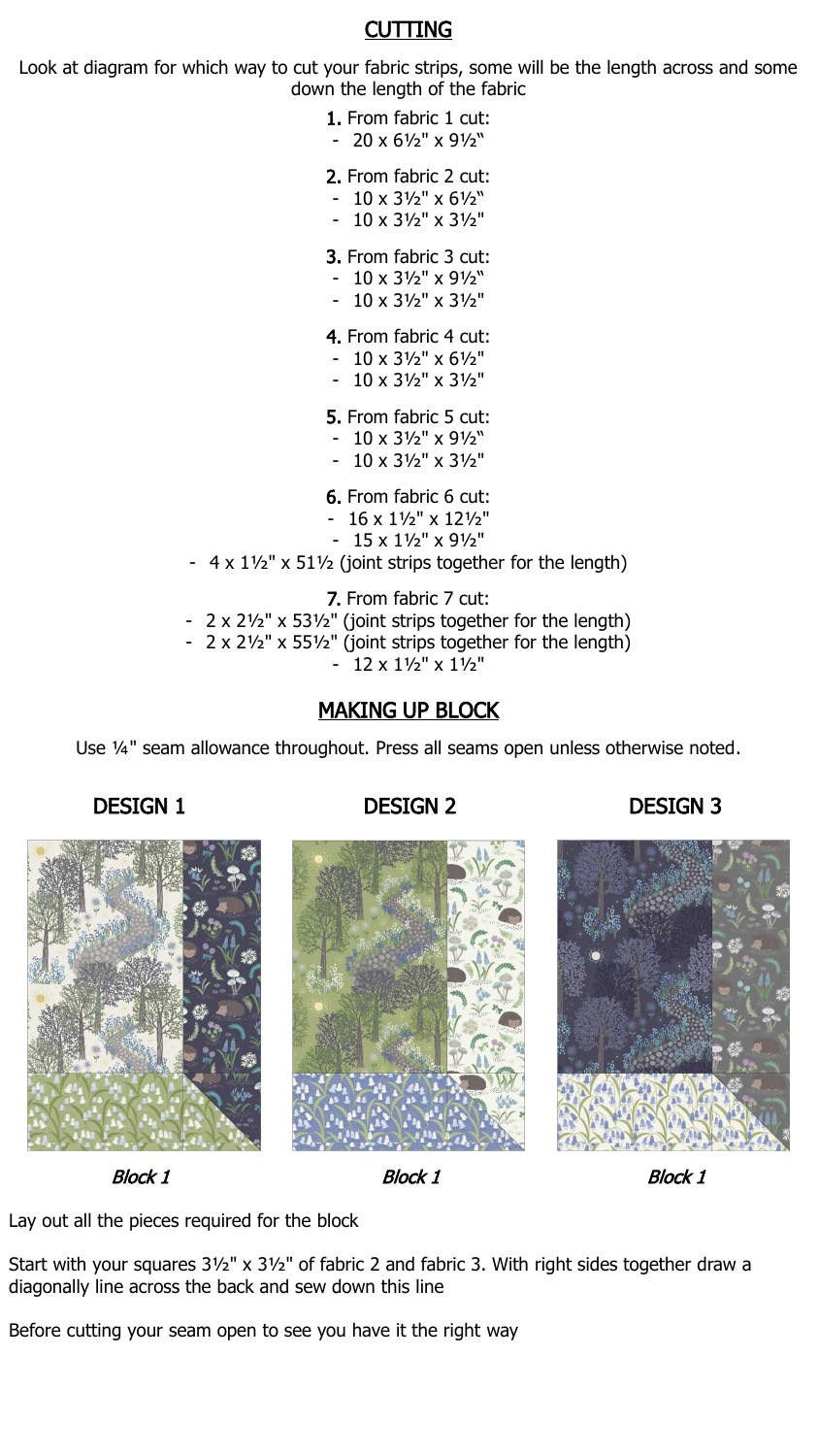## CUTTING

Look at diagram for which way to cut your fabric strips, some will be the length across and some down the length of the fabric

**1.** From fabric 1 cut:
- 20 x 6½" x 9½"

**2.** From fabric 2 cut:
- 10 x 3½" x 6½"
- 10 x 3½" x 3½"

**3.** From fabric 3 cut:
- 10 x 3½" x 9½"
- 10 x 3½" x 3½"

**4.** From fabric 4 cut:
- 10 x 3½" x 6½"
- 10 x 3½" x 3½"

**5.** From fabric 5 cut:
- 10 x 3½" x 9½"
- 10 x 3½" x 3½"

**6.** From fabric 6 cut:
- 16 x 1½" x 12½"
- 15 x 1½" x 9½"
- 4 x 1½" x 51½ (joint strips together for the length)

**7.** From fabric 7 cut:
- 2 x 2½" x 53½" (joint strips together for the length)
- 2 x 2½" x 55½" (joint strips together for the length)
- 12 x 1½" x 1½"

## MAKING UP BLOCK

Use ¼" seam allowance throughout. Press all seams open unless otherwise noted.

### DESIGN 1

*Block 1*

### DESIGN 2

*Block 1*

### DESIGN 3

*Block 1*

Lay out all the pieces required for the block

Start with your squares 3½" x 3½" of fabric 2 and fabric 3. With right sides together draw a diagonally line across the back and sew down this line

Before cutting your seam open to see you have it the right way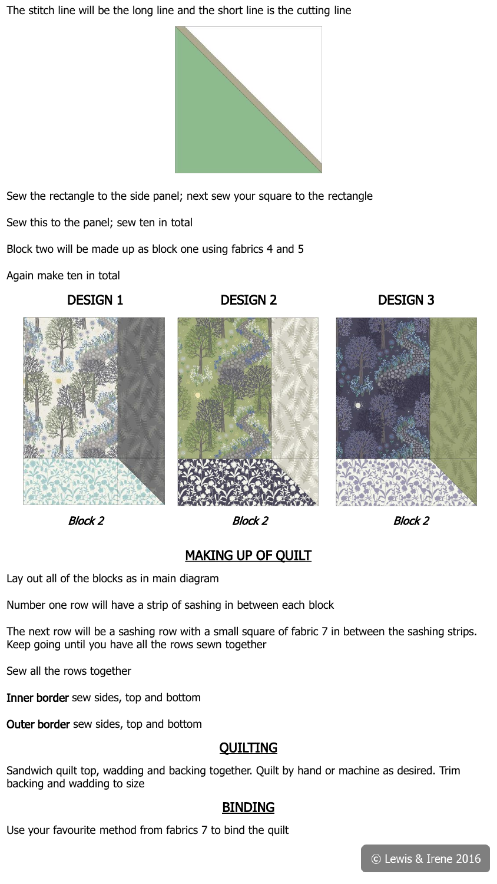The stitch line will be the long line and the short line is the cutting line

Sew the rectangle to the side panel; next sew your square to the rectangle

Sew this to the panel; sew ten in total

Block two will be made up as block one using fabrics 4 and 5

Again make ten in total

DESIGN 1

*Block 2*

DESIGN 2

*Block 2*

DESIGN 3

*Block 2*

## MAKING UP OF QUILT

Lay out all of the blocks as in main diagram

Number one row will have a strip of sashing in between each block

The next row will be a sashing row with a small square of fabric 7 in between the sashing strips. Keep going until you have all the rows sewn together

Sew all the rows together

**Inner border** sew sides, top and bottom

**Outer border** sew sides, top and bottom

## QUILTING

Sandwich quilt top, wadding and backing together. Quilt by hand or machine as desired. Trim backing and wadding to size

## BINDING

Use your favourite method from fabrics 7 to bind the quilt

© Lewis & Irene 2016